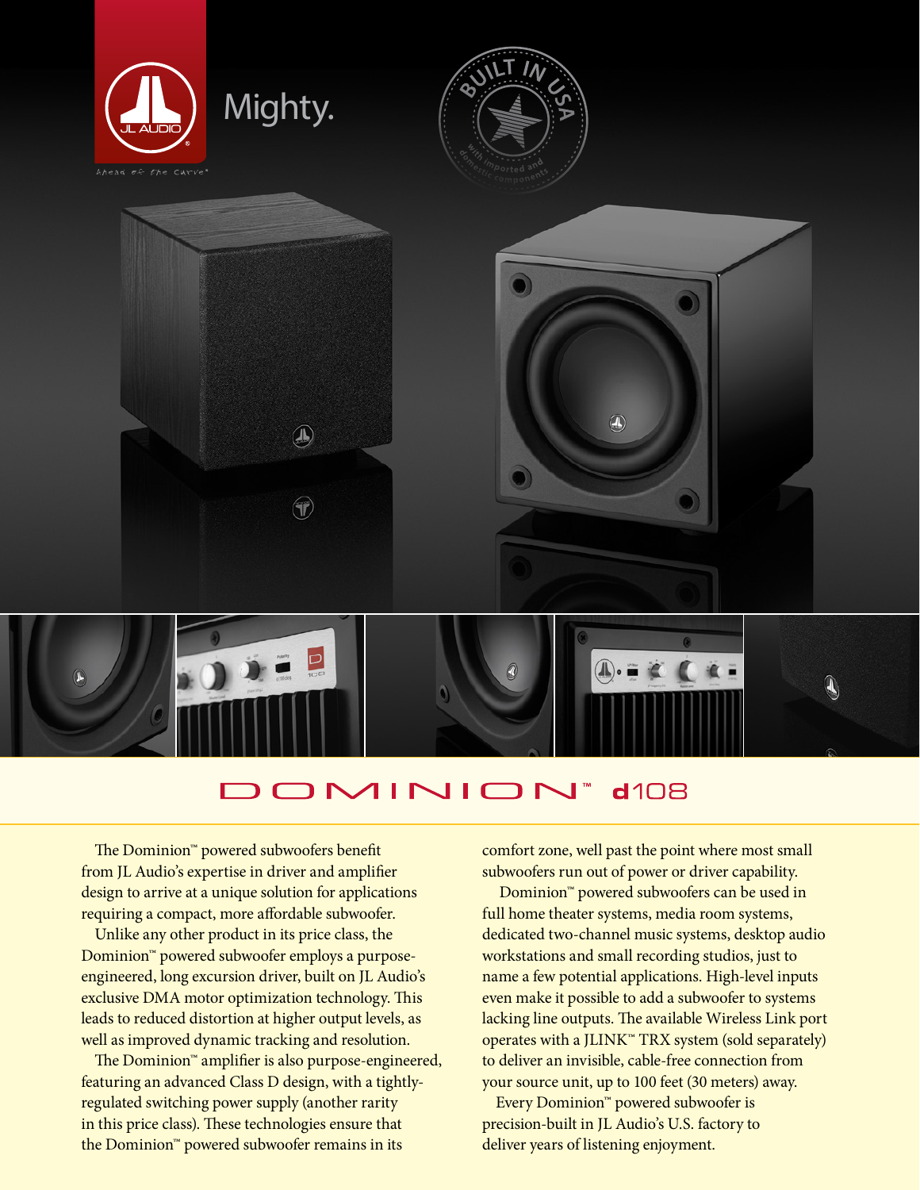Mighty.

# DOMINION™ d108

The Dominion™ powered subwoofers benefit from JL Audio's expertise in driver and amplifier design to arrive at a unique solution for applications requiring a compact, more affordable subwoofer.

Unlike any other product in its price class, the Dominion™ powered subwoofer employs a purpose-engineered, long excursion driver, built on JL Audio's exclusive DMA motor optimization technology. This leads to reduced distortion at higher output levels, as well as improved dynamic tracking and resolution.

The Dominion™ amplifier is also purpose-engineered, featuring an advanced Class D design, with a tightly-regulated switching power supply (another rarity in this price class). These technologies ensure that the Dominion™ powered subwoofer remains in its comfort zone, well past the point where most small subwoofers run out of power or driver capability.

Dominion™ powered subwoofers can be used in full home theater systems, media room systems, dedicated two-channel music systems, desktop audio workstations and small recording studios, just to name a few potential applications. High-level inputs even make it possible to add a subwoofer to systems lacking line outputs. The available Wireless Link port operates with a JLINK™ TRX system (sold separately) to deliver an invisible, cable-free connection from your source unit, up to 100 feet (30 meters) away.

Every Dominion™ powered subwoofer is precision-built in JL Audio's U.S. factory to deliver years of listening enjoyment.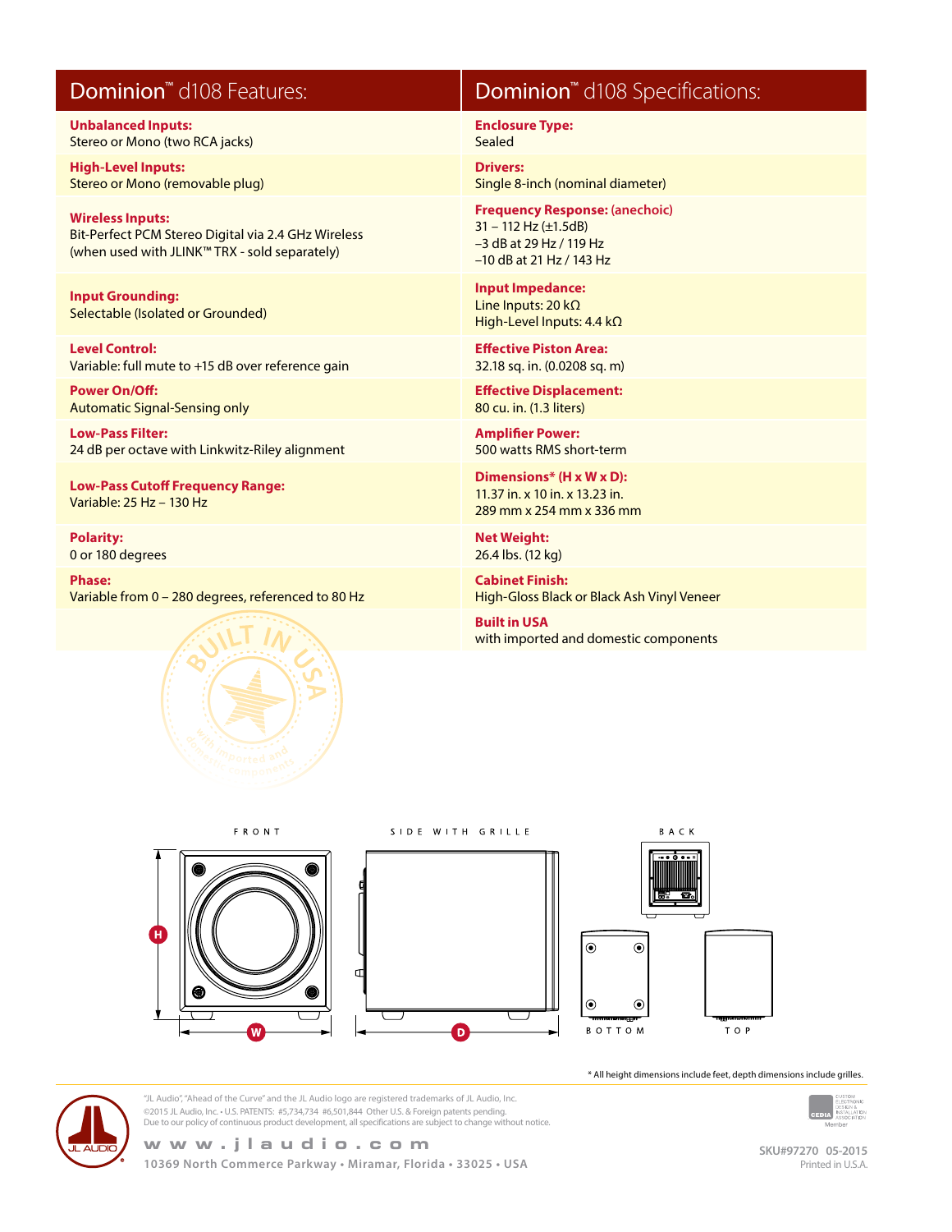## Dominion™ d108 Features:

**Unbalanced Inputs:**
Stereo or Mono (two RCA jacks)

**High-Level Inputs:**
Stereo or Mono (removable plug)

**Wireless Inputs:**
Bit-Perfect PCM Stereo Digital via 2.4 GHz Wireless (when used with JLINK™ TRX - sold separately)

**Input Grounding:**
Selectable (Isolated or Grounded)

**Level Control:**
Variable: full mute to +15 dB over reference gain

**Power On/Off:**
Automatic Signal-Sensing only

**Low-Pass Filter:**
24 dB per octave with Linkwitz-Riley alignment

**Low-Pass Cutoff Frequency Range:**
Variable: 25 Hz – 130 Hz

**Polarity:**
0 or 180 degrees

**Phase:**
Variable from 0 – 280 degrees, referenced to 80 Hz

## Dominion™ d108 Specifications:

**Enclosure Type:**
Sealed

**Drivers:**
Single 8-inch (nominal diameter)

**Frequency Response: (anechoic)**
31 – 112 Hz (±1.5dB)
–3 dB at 29 Hz / 119 Hz
–10 dB at 21 Hz / 143 Hz

**Input Impedance:**
Line Inputs: 20 kΩ
High-Level Inputs: 4.4 kΩ

**Effective Piston Area:**
32.18 sq. in. (0.0208 sq. m)

**Effective Displacement:**
80 cu. in. (1.3 liters)

**Amplifier Power:**
500 watts RMS short-term

**Dimensions* (H x W x D):**
11.37 in. x 10 in. x 13.23 in.
289 mm x 254 mm x 336 mm

**Net Weight:**
26.4 lbs. (12 kg)

**Cabinet Finish:**
High-Gloss Black or Black Ash Vinyl Veneer

**Built in USA**
with imported and domestic components

FRONT

SIDE WITH GRILLE

BACK

BOTTOM

TOP

H

W

D

* All height dimensions include feet, depth dimensions include grilles.

"JL Audio", "Ahead of the Curve" and the JL Audio logo are registered trademarks of JL Audio, Inc.
©2015 JL Audio, Inc. • U.S. PATENTS: #5,734,734 #6,501,844 Other U.S. & Foreign patents pending.
Due to our policy of continuous product development, all specifications are subject to change without notice.

www.jlaudio.com

10369 North Commerce Parkway • Miramar, Florida • 33025 • USA

SKU#97270 05-2015
Printed in U.S.A.